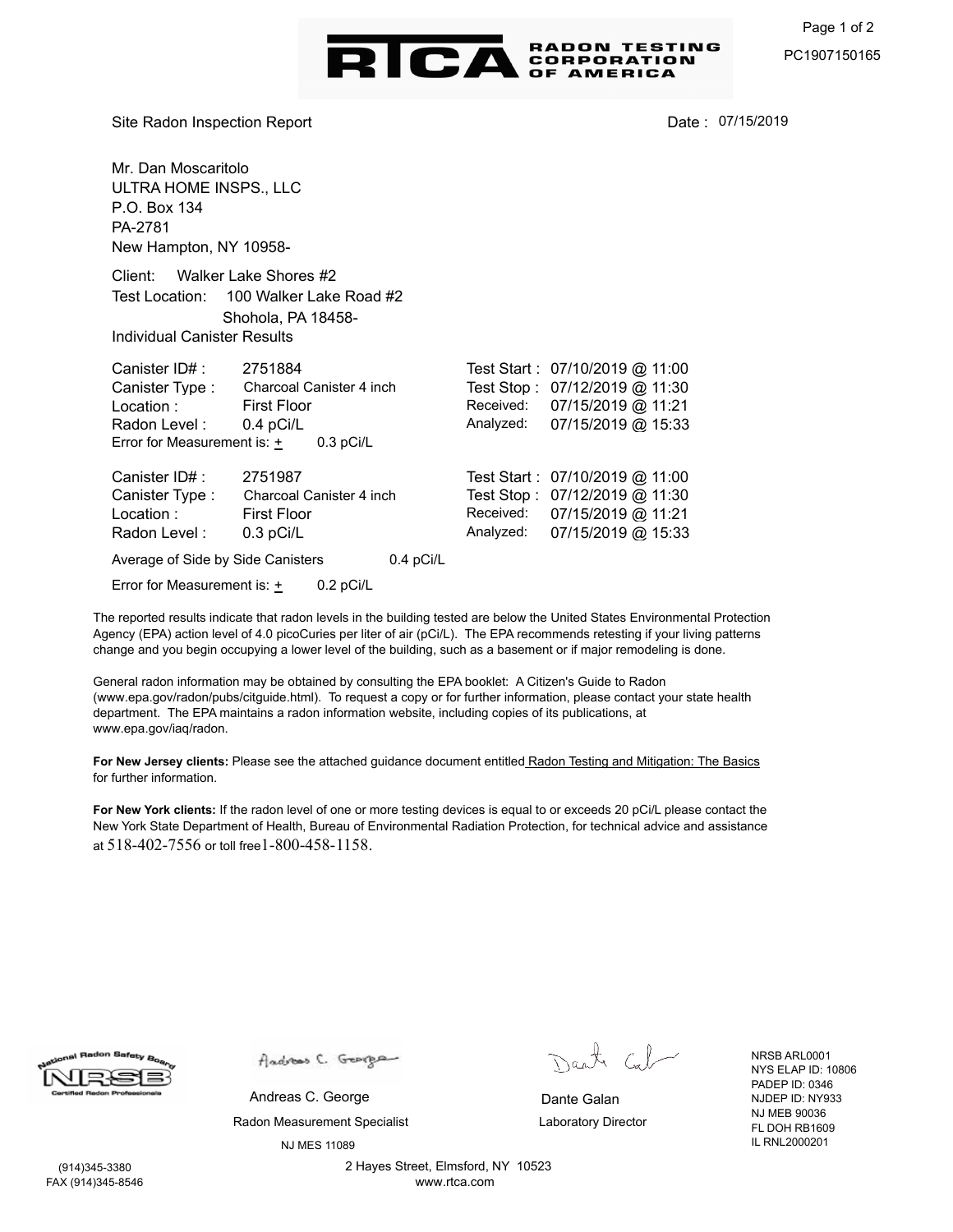RTCA RADON TESTING CORPORATION OF AMERICA

PC1907150165

Site Radon Inspection Report

Date : 07/15/2019

Mr. Dan Moscaritolo
ULTRA HOME INSPS., LLC
P.O. Box 134
PA-2781
New Hampton, NY 10958-

Client: Walker Lake Shores #2
Test Location: 100 Walker Lake Road #2
Shohola, PA 18458-

Individual Canister Results

| | | | |
|---|---|---|---|
| Canister ID# : | 2751884 | Test Start : | 07/10/2019 @ 11:00 |
| Canister Type : | Charcoal Canister 4 inch | Test Stop : | 07/12/2019 @ 11:30 |
| Location : | First Floor | Received: | 07/15/2019 @ 11:21 |
| Radon Level : | 0.4 pCi/L | Analyzed: | 07/15/2019 @ 15:33 |
| Error for Measurement is: ± | 0.3 pCi/L | | |

| | | | |
|---|---|---|---|
| Canister ID# : | 2751987 | Test Start : | 07/10/2019 @ 11:00 |
| Canister Type : | Charcoal Canister 4 inch | Test Stop : | 07/12/2019 @ 11:30 |
| Location : | First Floor | Received: | 07/15/2019 @ 11:21 |
| Radon Level : | 0.3 pCi/L | Analyzed: | 07/15/2019 @ 15:33 |

Average of Side by Side Canisters 0.4 pCi/L

Error for Measurement is: ± 0.2 pCi/L

The reported results indicate that radon levels in the building tested are below the United States Environmental Protection Agency (EPA) action level of 4.0 picoCuries per liter of air (pCi/L). The EPA recommends retesting if your living patterns change and you begin occupying a lower level of the building, such as a basement or if major remodeling is done.

General radon information may be obtained by consulting the EPA booklet: A Citizen's Guide to Radon (www.epa.gov/radon/pubs/citguide.html). To request a copy or for further information, please contact your state health department. The EPA maintains a radon information website, including copies of its publications, at www.epa.gov/iaq/radon.

**For New Jersey clients:** Please see the attached guidance document entitled Radon Testing and Mitigation: The Basics for further information.

**For New York clients:** If the radon level of one or more testing devices is equal to or exceeds 20 pCi/L please contact the New York State Department of Health, Bureau of Environmental Radiation Protection, for technical advice and assistance at 518-402-7556 or toll free 1-800-458-1158.

National Radon Safety Board – NRSB – Certified Radon Professionals

Andreas C. George
Radon Measurement Specialist
NJ MES 11089

Dante Galan
Laboratory Director

NRSB ARL0001
NYS ELAP ID: 10806
PADEP ID: 0346
NJDEP ID: NY933
NJ MEB 90036
FL DOH RB1609
IL RNL2000201

(914)345-3380
FAX (914)345-8546

2 Hayes Street, Elmsford, NY 10523
www.rtca.com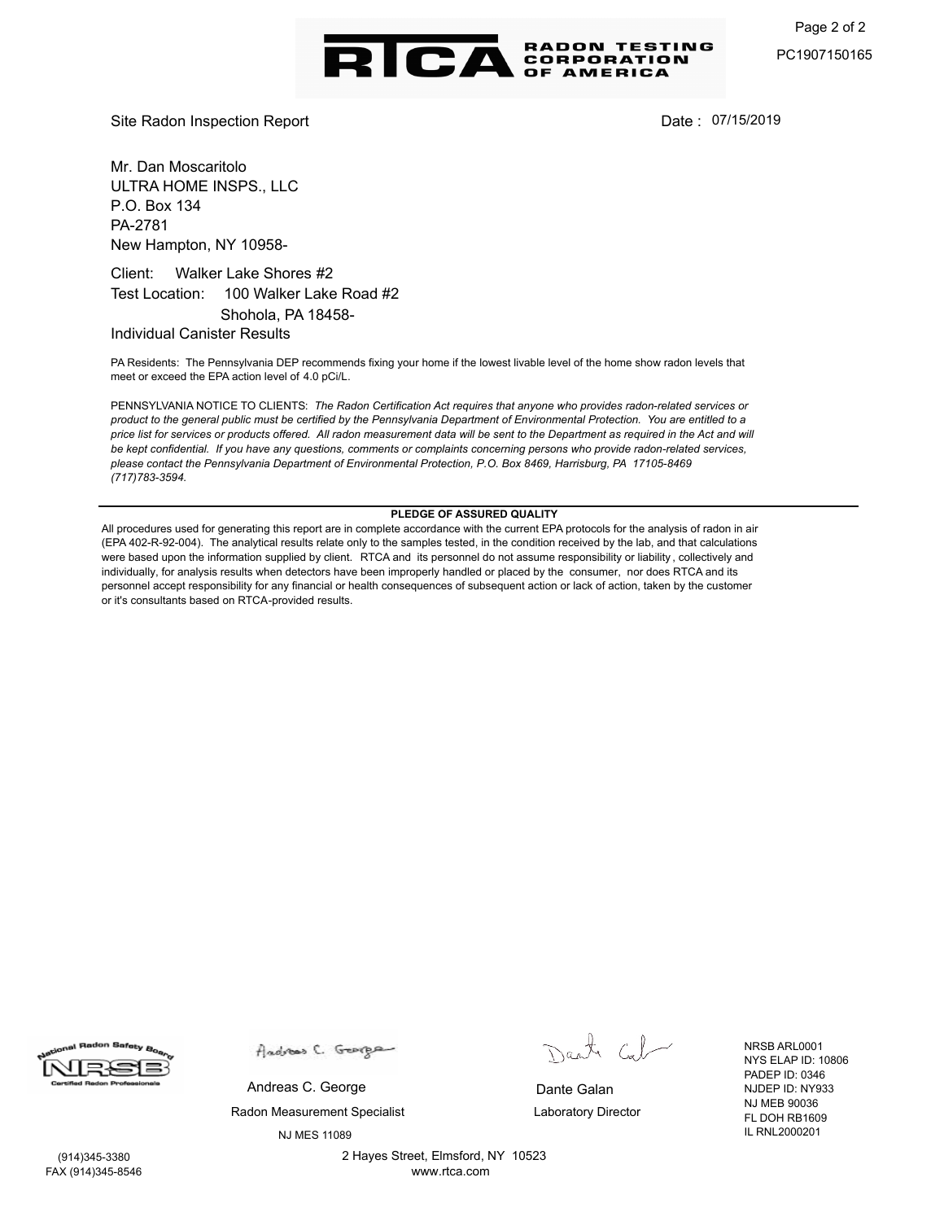RTCA RADON TESTING CORPORATION OF AMERICA

PC1907150165

Site Radon Inspection Report

Date : 07/15/2019

Mr. Dan Moscaritolo
ULTRA HOME INSPS., LLC
P.O. Box 134
PA-2781
New Hampton, NY 10958-

Client: Walker Lake Shores #2
Test Location: 100 Walker Lake Road #2
Shohola, PA 18458-

Individual Canister Results

PA Residents: The Pennsylvania DEP recommends fixing your home if the lowest livable level of the home show radon levels that meet or exceed the EPA action level of 4.0 pCi/L.

PENNSYLVANIA NOTICE TO CLIENTS: *The Radon Certification Act requires that anyone who provides radon-related services or product to the general public must be certified by the Pennsylvania Department of Environmental Protection. You are entitled to a price list for services or products offered. All radon measurement data will be sent to the Department as required in the Act and will be kept confidential. If you have any questions, comments or complaints concerning persons who provide radon-related services, please contact the Pennsylvania Department of Environmental Protection, P.O. Box 8469, Harrisburg, PA 17105-8469 (717)783-3594.*

**PLEDGE OF ASSURED QUALITY**

All procedures used for generating this report are in complete accordance with the current EPA protocols for the analysis of radon in air (EPA 402-R-92-004). The analytical results relate only to the samples tested, in the condition received by the lab, and that calculations were based upon the information supplied by client. RTCA and its personnel do not assume responsibility or liability, collectively and individually, for analysis results when detectors have been improperly handled or placed by the consumer, nor does RTCA and its personnel accept responsibility for any financial or health consequences of subsequent action or lack of action, taken by the customer or it's consultants based on RTCA-provided results.

National Radon Safety Board NRSB Certified Radon Professionals

Andreas C. George
Radon Measurement Specialist
NJ MES 11089

Dante Galan
Laboratory Director

NRSB ARL0001
NYS ELAP ID: 10806
PADEP ID: 0346
NJDEP ID: NY933
NJ MEB 90036
FL DOH RB1609
IL RNL2000201

(914)345-3380
FAX (914)345-8546

2 Hayes Street, Elmsford, NY 10523
www.rtca.com